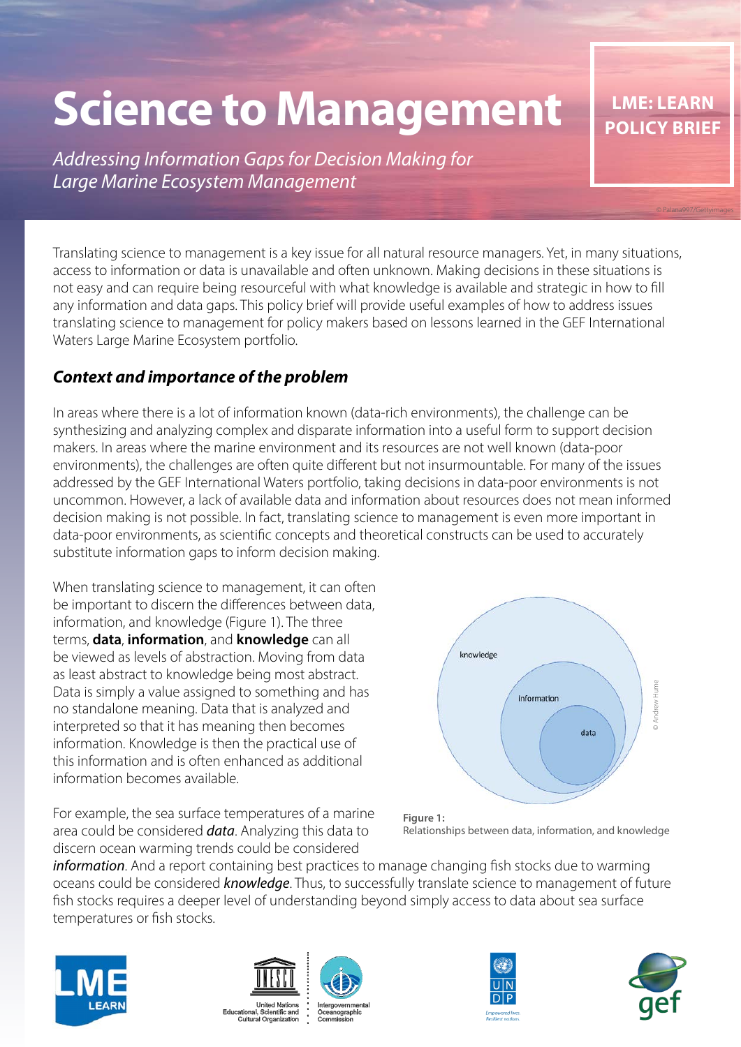# Science to Management

*Addressing Information Gaps for Decision Making for Large Marine Ecosystem Management*

**LME: LEARN POLICY BRIEF**

Translating science to management is a key issue for all natural resource managers. Yet, in many situations, access to information or data is unavailable and often unknown. Making decisions in these situations is not easy and can require being resourceful with what knowledge is available and strategic in how to fill any information and data gaps. This policy brief will provide useful examples of how to address issues translating science to management for policy makers based on lessons learned in the GEF International Waters Large Marine Ecosystem portfolio.

## *Context and importance of the problem*

In areas where there is a lot of information known (data-rich environments), the challenge can be synthesizing and analyzing complex and disparate information into a useful form to support decision makers. In areas where the marine environment and its resources are not well known (data-poor environments), the challenges are often quite different but not insurmountable. For many of the issues addressed by the GEF International Waters portfolio, taking decisions in data-poor environments is not uncommon. However, a lack of available data and information about resources does not mean informed decision making is not possible. In fact, translating science to management is even more important in data-poor environments, as scientific concepts and theoretical constructs can be used to accurately substitute information gaps to inform decision making.

When translating science to management, it can often be important to discern the differences between data, information, and knowledge (Figure 1). The three terms, **data**, **information**, and **knowledge** can all be viewed as levels of abstraction. Moving from data as least abstract to knowledge being most abstract. Data is simply a value assigned to something and has no standalone meaning. Data that is analyzed and interpreted so that it has meaning then becomes information. Knowledge is then the practical use of this information and is often enhanced as additional information becomes available.

**Figure 1:**
Relationships between data, information, and knowledge

For example, the sea surface temperatures of a marine area could be considered ***data***. Analyzing this data to discern ocean warming trends could be considered ***information***. And a report containing best practices to manage changing fish stocks due to warming oceans could be considered ***knowledge***. Thus, to successfully translate science to management of future fish stocks requires a deeper level of understanding beyond simply access to data about sea surface temperatures or fish stocks.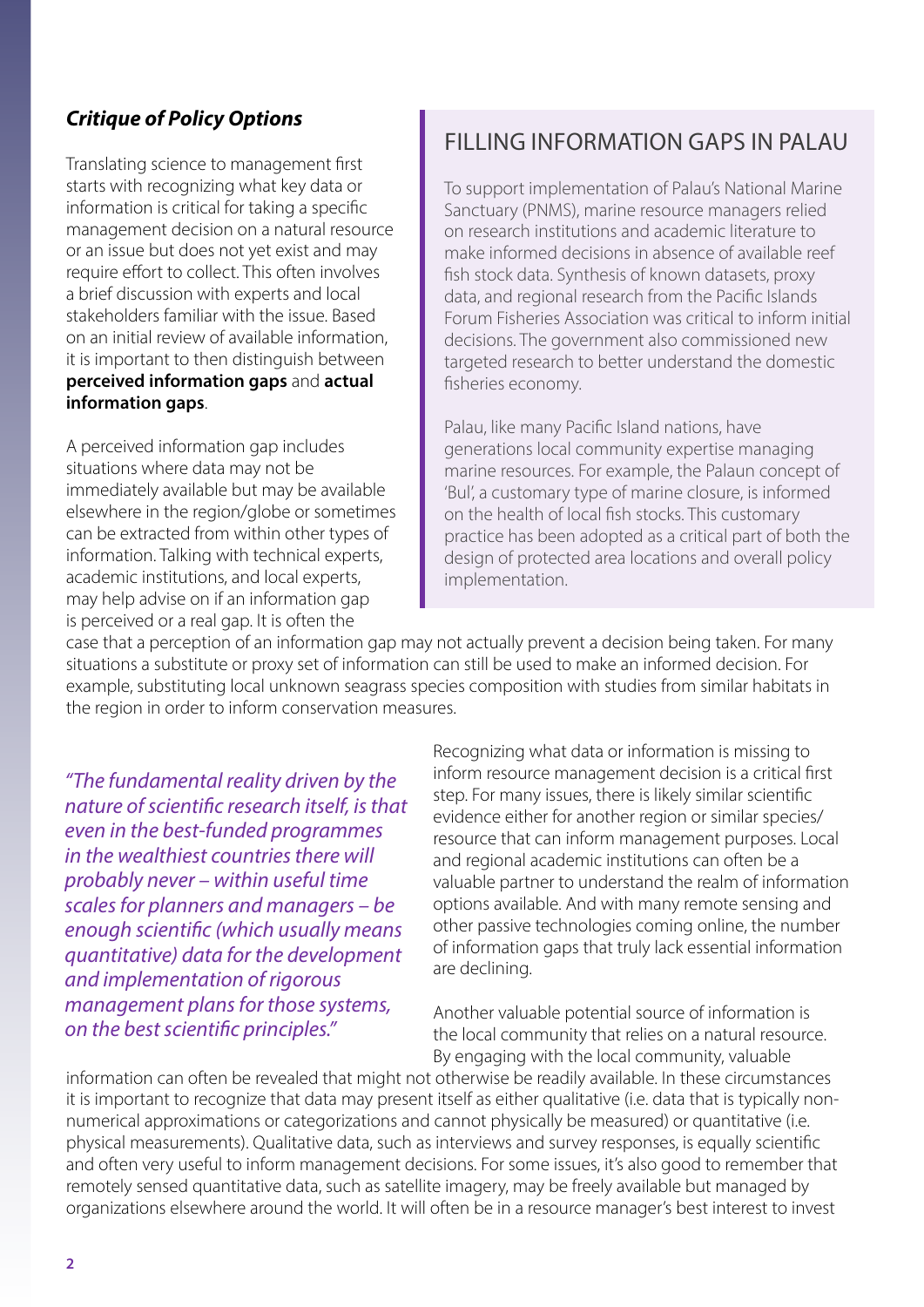### *Critique of Policy Options*

Translating science to management first starts with recognizing what key data or information is critical for taking a specific management decision on a natural resource or an issue but does not yet exist and may require effort to collect. This often involves a brief discussion with experts and local stakeholders familiar with the issue. Based on an initial review of available information, it is important to then distinguish between **perceived information gaps** and **actual information gaps**.

A perceived information gap includes situations where data may not be immediately available but may be available elsewhere in the region/globe or sometimes can be extracted from within other types of information. Talking with technical experts, academic institutions, and local experts, may help advise on if an information gap is perceived or a real gap. It is often the case that a perception of an information gap may not actually prevent a decision being taken. For many situations a substitute or proxy set of information can still be used to make an informed decision. For example, substituting local unknown seagrass species composition with studies from similar habitats in the region in order to inform conservation measures.

## FILLING INFORMATION GAPS IN PALAU

To support implementation of Palau's National Marine Sanctuary (PNMS), marine resource managers relied on research institutions and academic literature to make informed decisions in absence of available reef fish stock data. Synthesis of known datasets, proxy data, and regional research from the Pacific Islands Forum Fisheries Association was critical to inform initial decisions. The government also commissioned new targeted research to better understand the domestic fisheries economy.

Palau, like many Pacific Island nations, have generations local community expertise managing marine resources. For example, the Palaun concept of 'Bul', a customary type of marine closure, is informed on the health of local fish stocks. This customary practice has been adopted as a critical part of both the design of protected area locations and overall policy implementation.

*"The fundamental reality driven by the nature of scientific research itself, is that even in the best-funded programmes in the wealthiest countries there will probably never – within useful time scales for planners and managers – be enough scientific (which usually means quantitative) data for the development and implementation of rigorous management plans for those systems, on the best scientific principles."*

Recognizing what data or information is missing to inform resource management decision is a critical first step. For many issues, there is likely similar scientific evidence either for another region or similar species/resource that can inform management purposes. Local and regional academic institutions can often be a valuable partner to understand the realm of information options available. And with many remote sensing and other passive technologies coming online, the number of information gaps that truly lack essential information are declining.

Another valuable potential source of information is the local community that relies on a natural resource. By engaging with the local community, valuable information can often be revealed that might not otherwise be readily available. In these circumstances it is important to recognize that data may present itself as either qualitative (i.e. data that is typically non-numerical approximations or categorizations and cannot physically be measured) or quantitative (i.e. physical measurements). Qualitative data, such as interviews and survey responses, is equally scientific and often very useful to inform management decisions. For some issues, it's also good to remember that remotely sensed quantitative data, such as satellite imagery, may be freely available but managed by organizations elsewhere around the world. It will often be in a resource manager's best interest to invest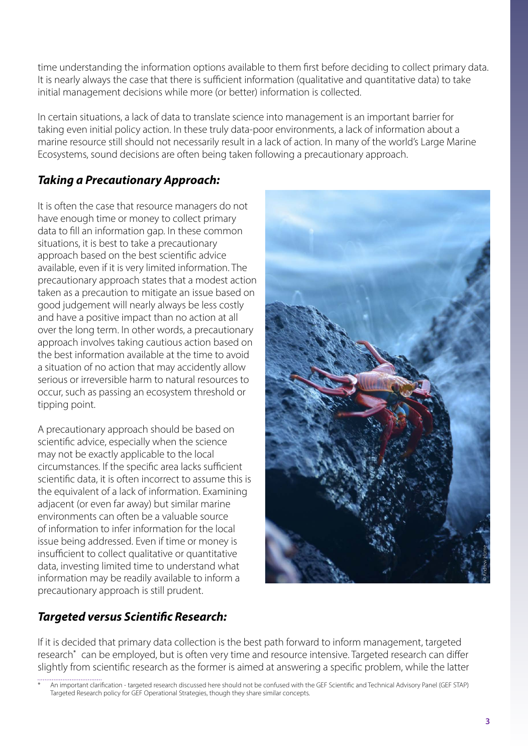time understanding the information options available to them first before deciding to collect primary data. It is nearly always the case that there is sufficient information (qualitative and quantitative data) to take initial management decisions while more (or better) information is collected.

In certain situations, a lack of data to translate science into management is an important barrier for taking even initial policy action. In these truly data-poor environments, a lack of information about a marine resource still should not necessarily result in a lack of action. In many of the world's Large Marine Ecosystems, sound decisions are often being taken following a precautionary approach.

### *Taking a Precautionary Approach:*

It is often the case that resource managers do not have enough time or money to collect primary data to fill an information gap. In these common situations, it is best to take a precautionary approach based on the best scientific advice available, even if it is very limited information. The precautionary approach states that a modest action taken as a precaution to mitigate an issue based on good judgement will nearly always be less costly and have a positive impact than no action at all over the long term. In other words, a precautionary approach involves taking cautious action based on the best information available at the time to avoid a situation of no action that may accidently allow serious or irreversible harm to natural resources to occur, such as passing an ecosystem threshold or tipping point.

A precautionary approach should be based on scientific advice, especially when the science may not be exactly applicable to the local circumstances. If the specific area lacks sufficient scientific data, it is often incorrect to assume this is the equivalent of a lack of information. Examining adjacent (or even far away) but similar marine environments can often be a valuable source of information to infer information for the local issue being addressed. Even if time or money is insufficient to collect qualitative or quantitative data, investing limited time to understand what information may be readily available to inform a precautionary approach is still prudent.

© Andrew Hume

### *Targeted versus Scientific Research:*

If it is decided that primary data collection is the best path forward to inform management, targeted research* can be employed, but is often very time and resource intensive. Targeted research can differ slightly from scientific research as the former is aimed at answering a specific problem, while the latter

\* An important clarification - targeted research discussed here should not be confused with the GEF Scientific and Technical Advisory Panel (GEF STAP) Targeted Research policy for GEF Operational Strategies, though they share similar concepts.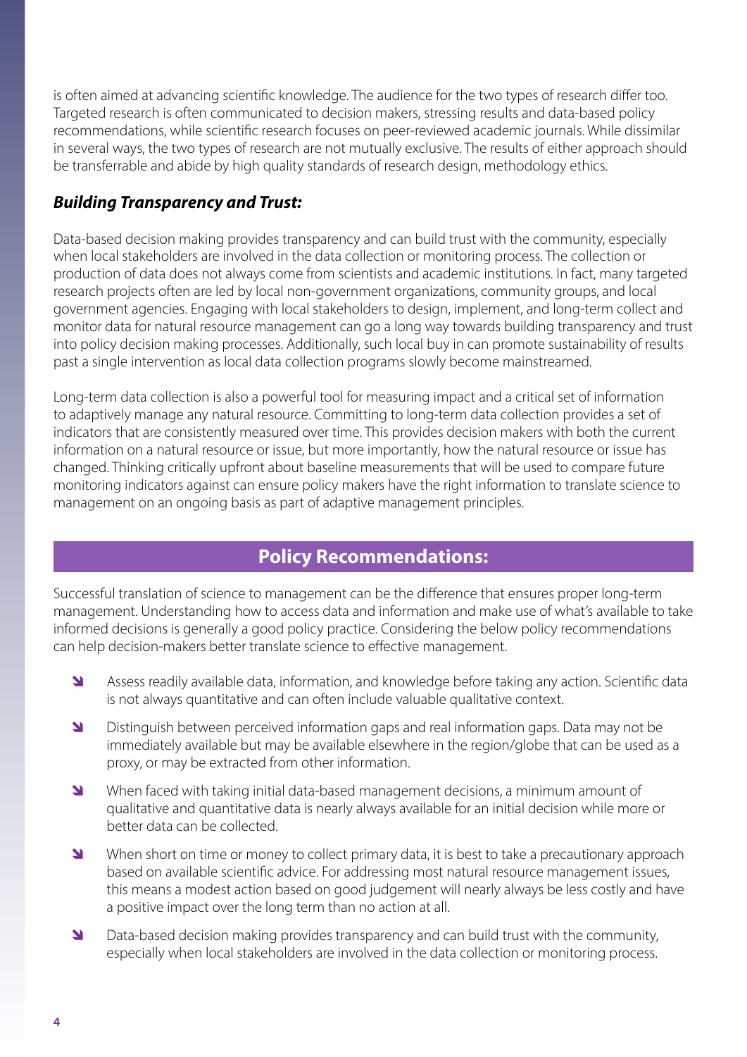is often aimed at advancing scientific knowledge. The audience for the two types of research differ too. Targeted research is often communicated to decision makers, stressing results and data-based policy recommendations, while scientific research focuses on peer-reviewed academic journals. While dissimilar in several ways, the two types of research are not mutually exclusive. The results of either approach should be transferrable and abide by high quality standards of research design, methodology ethics.

### *Building Transparency and Trust:*

Data-based decision making provides transparency and can build trust with the community, especially when local stakeholders are involved in the data collection or monitoring process. The collection or production of data does not always come from scientists and academic institutions. In fact, many targeted research projects often are led by local non-government organizations, community groups, and local government agencies. Engaging with local stakeholders to design, implement, and long-term collect and monitor data for natural resource management can go a long way towards building transparency and trust into policy decision making processes. Additionally, such local buy in can promote sustainability of results past a single intervention as local data collection programs slowly become mainstreamed.

Long-term data collection is also a powerful tool for measuring impact and a critical set of information to adaptively manage any natural resource. Committing to long-term data collection provides a set of indicators that are consistently measured over time. This provides decision makers with both the current information on a natural resource or issue, but more importantly, how the natural resource or issue has changed. Thinking critically upfront about baseline measurements that will be used to compare future monitoring indicators against can ensure policy makers have the right information to translate science to management on an ongoing basis as part of adaptive management principles.

## Policy Recommendations:

Successful translation of science to management can be the difference that ensures proper long-term management. Understanding how to access data and information and make use of what's available to take informed decisions is generally a good policy practice. Considering the below policy recommendations can help decision-makers better translate science to effective management.

- Assess readily available data, information, and knowledge before taking any action. Scientific data is not always quantitative and can often include valuable qualitative context.
- Distinguish between perceived information gaps and real information gaps. Data may not be immediately available but may be available elsewhere in the region/globe that can be used as a proxy, or may be extracted from other information.
- When faced with taking initial data-based management decisions, a minimum amount of qualitative and quantitative data is nearly always available for an initial decision while more or better data can be collected.
- When short on time or money to collect primary data, it is best to take a precautionary approach based on available scientific advice. For addressing most natural resource management issues, this means a modest action based on good judgement will nearly always be less costly and have a positive impact over the long term than no action at all.
- Data-based decision making provides transparency and can build trust with the community, especially when local stakeholders are involved in the data collection or monitoring process.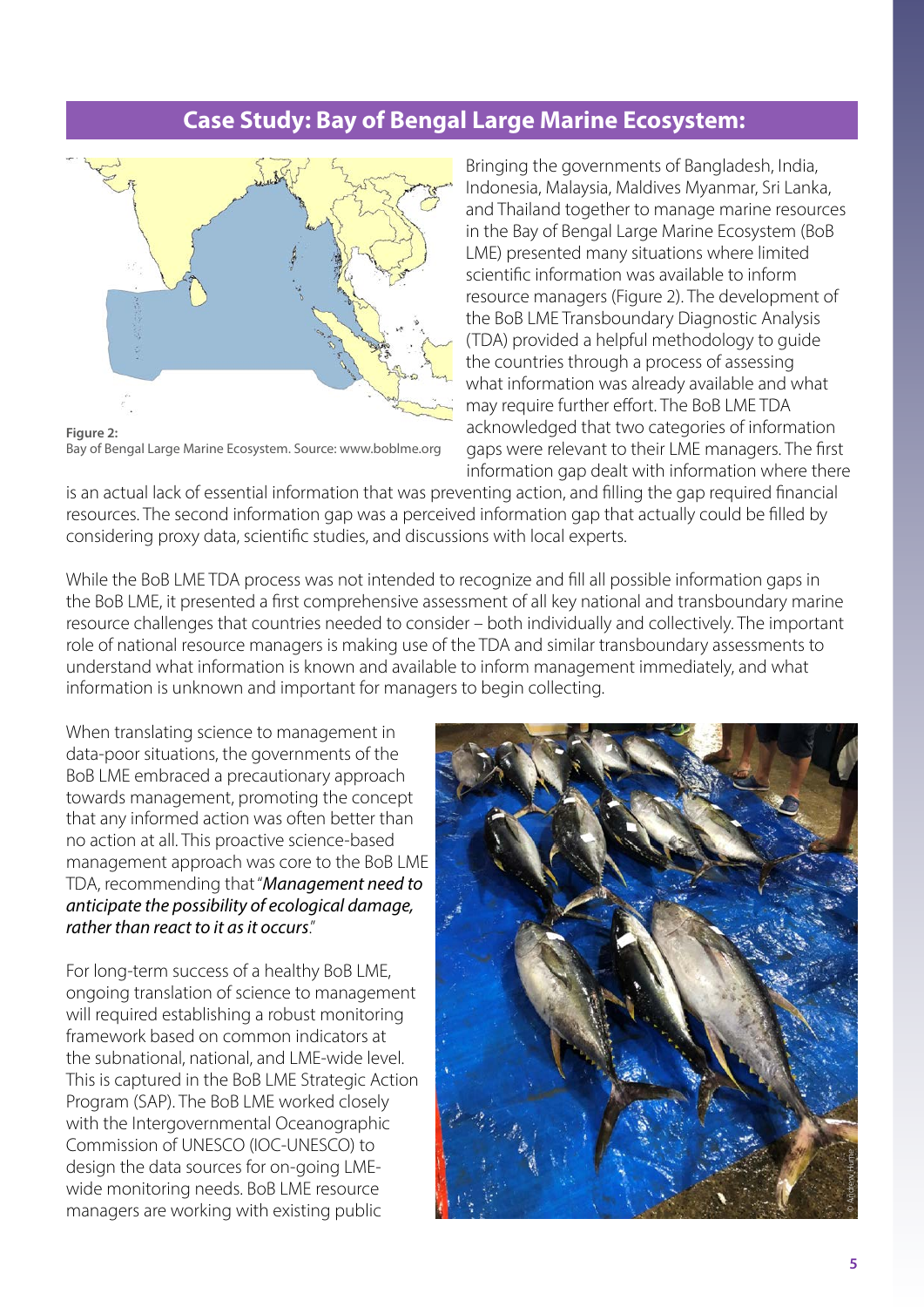## Case Study: Bay of Bengal Large Marine Ecosystem:

**Figure 2:**
Bay of Bengal Large Marine Ecosystem. Source: www.boblme.org

Bringing the governments of Bangladesh, India, Indonesia, Malaysia, Maldives Myanmar, Sri Lanka, and Thailand together to manage marine resources in the Bay of Bengal Large Marine Ecosystem (BoB LME) presented many situations where limited scientific information was available to inform resource managers (Figure 2). The development of the BoB LME Transboundary Diagnostic Analysis (TDA) provided a helpful methodology to guide the countries through a process of assessing what information was already available and what may require further effort. The BoB LME TDA acknowledged that two categories of information gaps were relevant to their LME managers. The first information gap dealt with information where there is an actual lack of essential information that was preventing action, and filling the gap required financial resources. The second information gap was a perceived information gap that actually could be filled by considering proxy data, scientific studies, and discussions with local experts.

While the BoB LME TDA process was not intended to recognize and fill all possible information gaps in the BoB LME, it presented a first comprehensive assessment of all key national and transboundary marine resource challenges that countries needed to consider – both individually and collectively. The important role of national resource managers is making use of the TDA and similar transboundary assessments to understand what information is known and available to inform management immediately, and what information is unknown and important for managers to begin collecting.

When translating science to management in data-poor situations, the governments of the BoB LME embraced a precautionary approach towards management, promoting the concept that any informed action was often better than no action at all. This proactive science-based management approach was core to the BoB LME TDA, recommending that "*Management need to anticipate the possibility of ecological damage, rather than react to it as it occurs*."

For long-term success of a healthy BoB LME, ongoing translation of science to management will required establishing a robust monitoring framework based on common indicators at the subnational, national, and LME-wide level. This is captured in the BoB LME Strategic Action Program (SAP). The BoB LME worked closely with the Intergovernmental Oceanographic Commission of UNESCO (IOC-UNESCO) to design the data sources for on-going LME-wide monitoring needs. BoB LME resource managers are working with existing public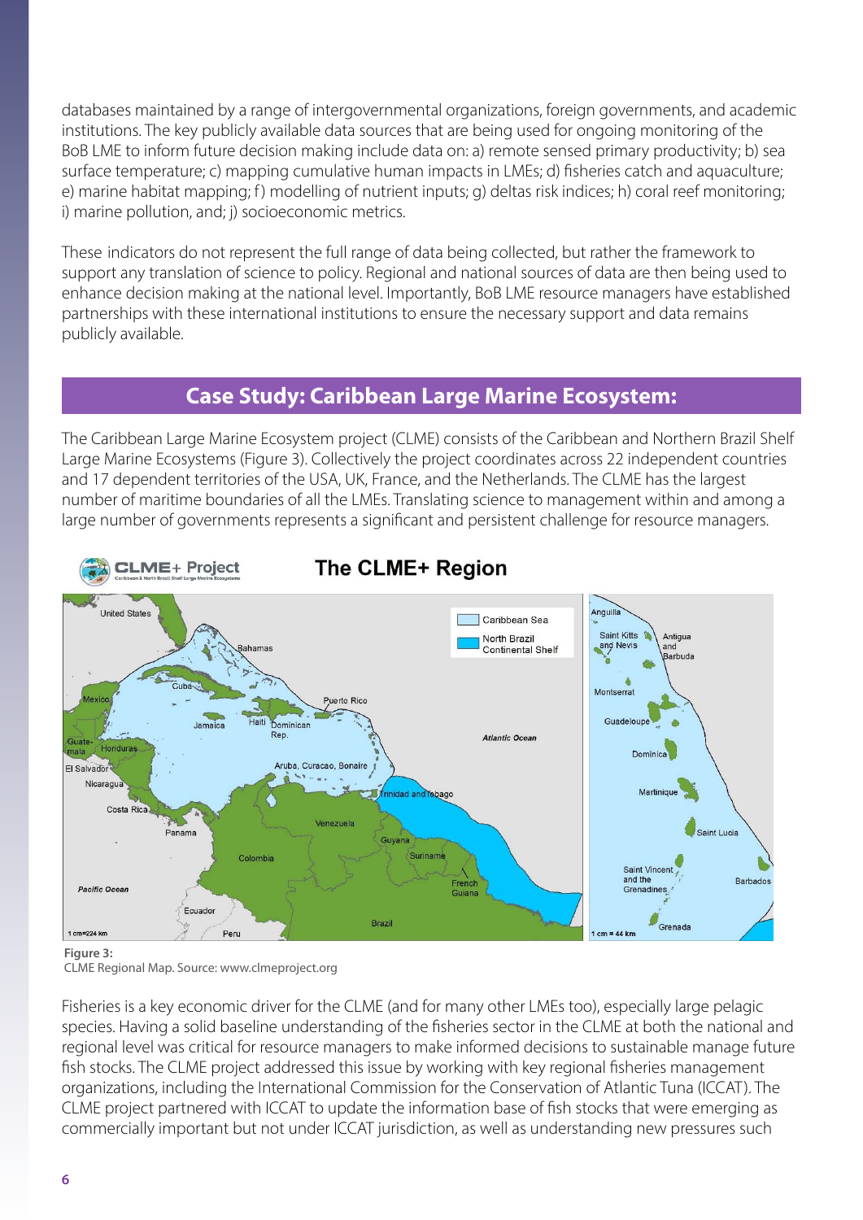databases maintained by a range of intergovernmental organizations, foreign governments, and academic institutions. The key publicly available data sources that are being used for ongoing monitoring of the BoB LME to inform future decision making include data on: a) remote sensed primary productivity; b) sea surface temperature; c) mapping cumulative human impacts in LMEs; d) fisheries catch and aquaculture; e) marine habitat mapping; f) modelling of nutrient inputs; g) deltas risk indices; h) coral reef monitoring; i) marine pollution, and; j) socioeconomic metrics.

These indicators do not represent the full range of data being collected, but rather the framework to support any translation of science to policy. Regional and national sources of data are then being used to enhance decision making at the national level. Importantly, BoB LME resource managers have established partnerships with these international institutions to ensure the necessary support and data remains publicly available.

## Case Study: Caribbean Large Marine Ecosystem:

The Caribbean Large Marine Ecosystem project (CLME) consists of the Caribbean and Northern Brazil Shelf Large Marine Ecosystems (Figure 3). Collectively the project coordinates across 22 independent countries and 17 dependent territories of the USA, UK, France, and the Netherlands. The CLME has the largest number of maritime boundaries of all the LMEs. Translating science to management within and among a large number of governments represents a significant and persistent challenge for resource managers.

**Figure 3:**
CLME Regional Map. Source: www.clmeproject.org

Fisheries is a key economic driver for the CLME (and for many other LMEs too), especially large pelagic species. Having a solid baseline understanding of the fisheries sector in the CLME at both the national and regional level was critical for resource managers to make informed decisions to sustainable manage future fish stocks. The CLME project addressed this issue by working with key regional fisheries management organizations, including the International Commission for the Conservation of Atlantic Tuna (ICCAT). The CLME project partnered with ICCAT to update the information base of fish stocks that were emerging as commercially important but not under ICCAT jurisdiction, as well as understanding new pressures such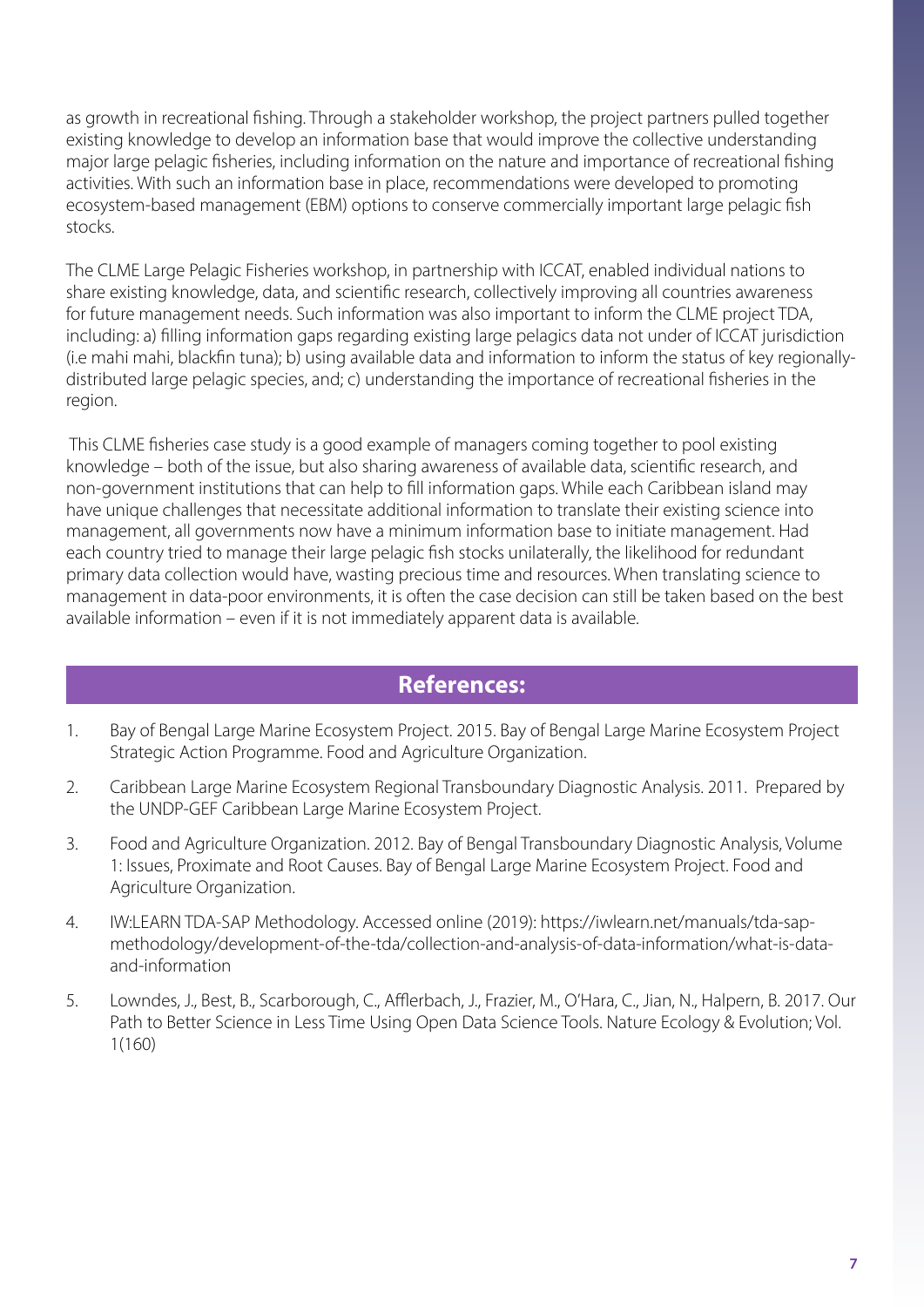as growth in recreational fishing. Through a stakeholder workshop, the project partners pulled together existing knowledge to develop an information base that would improve the collective understanding major large pelagic fisheries, including information on the nature and importance of recreational fishing activities. With such an information base in place, recommendations were developed to promoting ecosystem-based management (EBM) options to conserve commercially important large pelagic fish stocks.

The CLME Large Pelagic Fisheries workshop, in partnership with ICCAT, enabled individual nations to share existing knowledge, data, and scientific research, collectively improving all countries awareness for future management needs. Such information was also important to inform the CLME project TDA, including: a) filling information gaps regarding existing large pelagics data not under of ICCAT jurisdiction (i.e mahi mahi, blackfin tuna); b) using available data and information to inform the status of key regionally-distributed large pelagic species, and; c) understanding the importance of recreational fisheries in the region.

This CLME fisheries case study is a good example of managers coming together to pool existing knowledge – both of the issue, but also sharing awareness of available data, scientific research, and non-government institutions that can help to fill information gaps. While each Caribbean island may have unique challenges that necessitate additional information to translate their existing science into management, all governments now have a minimum information base to initiate management. Had each country tried to manage their large pelagic fish stocks unilaterally, the likelihood for redundant primary data collection would have, wasting precious time and resources. When translating science to management in data-poor environments, it is often the case decision can still be taken based on the best available information – even if it is not immediately apparent data is available.

## References:

1. Bay of Bengal Large Marine Ecosystem Project. 2015. Bay of Bengal Large Marine Ecosystem Project Strategic Action Programme. Food and Agriculture Organization.
2. Caribbean Large Marine Ecosystem Regional Transboundary Diagnostic Analysis. 2011. Prepared by the UNDP-GEF Caribbean Large Marine Ecosystem Project.
3. Food and Agriculture Organization. 2012. Bay of Bengal Transboundary Diagnostic Analysis, Volume 1: Issues, Proximate and Root Causes. Bay of Bengal Large Marine Ecosystem Project. Food and Agriculture Organization.
4. IW:LEARN TDA-SAP Methodology. Accessed online (2019): https://iwlearn.net/manuals/tda-sap-methodology/development-of-the-tda/collection-and-analysis-of-data-information/what-is-data-and-information
5. Lowndes, J., Best, B., Scarborough, C., Afflerbach, J., Frazier, M., O'Hara, C., Jian, N., Halpern, B. 2017. Our Path to Better Science in Less Time Using Open Data Science Tools. Nature Ecology & Evolution; Vol. 1(160)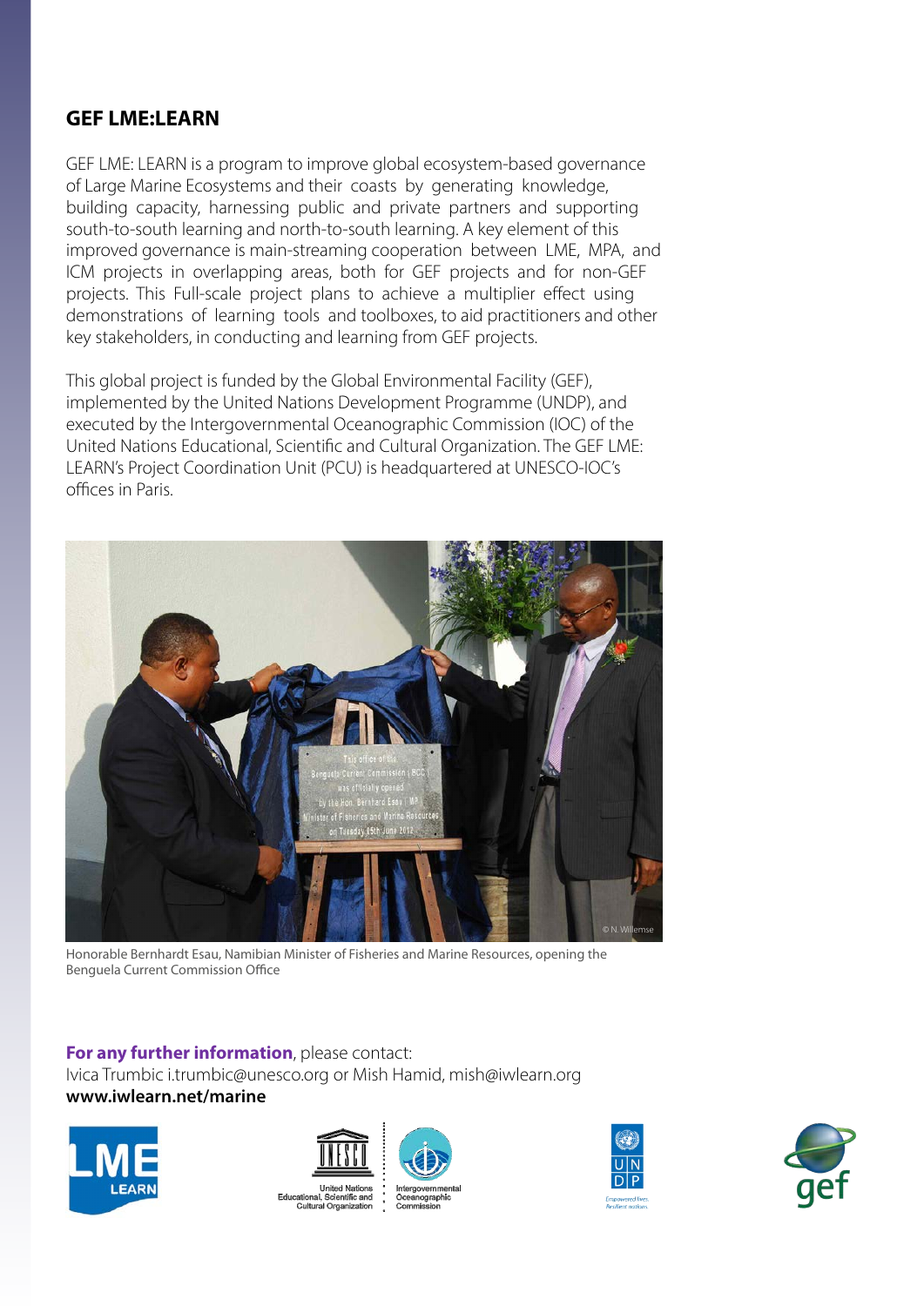## GEF LME:LEARN

GEF LME: LEARN is a program to improve global ecosystem-based governance of Large Marine Ecosystems and their coasts by generating knowledge, building capacity, harnessing public and private partners and supporting south-to-south learning and north-to-south learning. A key element of this improved governance is main-streaming cooperation between LME, MPA, and ICM projects in overlapping areas, both for GEF projects and for non-GEF projects. This Full-scale project plans to achieve a multiplier effect using demonstrations of learning tools and toolboxes, to aid practitioners and other key stakeholders, in conducting and learning from GEF projects.

This global project is funded by the Global Environmental Facility (GEF), implemented by the United Nations Development Programme (UNDP), and executed by the Intergovernmental Oceanographic Commission (IOC) of the United Nations Educational, Scientific and Cultural Organization. The GEF LME: LEARN's Project Coordination Unit (PCU) is headquartered at UNESCO-IOC's offices in Paris.

Honorable Bernhardt Esau, Namibian Minister of Fisheries and Marine Resources, opening the Benguela Current Commission Office

**For any further information**, please contact:
Ivica Trumbic i.trumbic@unesco.org or Mish Hamid, mish@iwlearn.org
**www.iwlearn.net/marine**